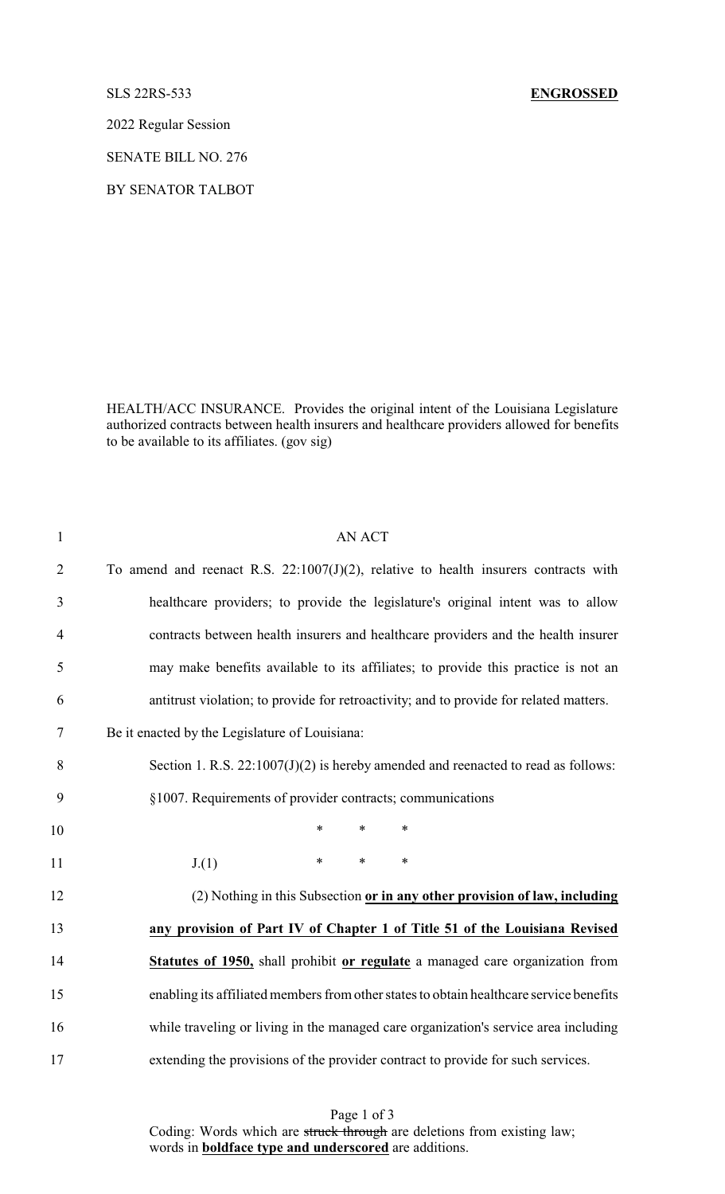SLS 22RS-533 **ENGROSSED**

2022 Regular Session

SENATE BILL NO. 276

BY SENATOR TALBOT

HEALTH/ACC INSURANCE. Provides the original intent of the Louisiana Legislature authorized contracts between health insurers and healthcare providers allowed for benefits to be available to its affiliates. (gov sig)

1 AN ACT

2 To amend and reenact R.S. 22:1007(J)(2), relative to health insurers contracts with

3 healthcare providers; to provide the legislature's original intent was to allow

4 contracts between health insurers and healthcare providers and the health insurer

5 may make benefits available to its affiliates; to provide this practice is not an

6 antitrust violation; to provide for retroactivity; and to provide for related matters.

7 Be it enacted by the Legislature of Louisiana:

8 Section 1. R.S. 22:1007(J)(2) is hereby amended and reenacted to read as follows:

9 §1007. Requirements of provider contracts; communications

10 * * *

11 J.(1) * * *

12 (2) Nothing in this Subsection **<u>or in any other provision of law, including</u>**

13 **<u>any provision of Part IV of Chapter 1 of Title 51 of the Louisiana Revised</u>**

14 **<u>Statutes of 1950,</u>** shall prohibit **<u>or regulate</u>** a managed care organization from

15 enabling its affiliated members from other states to obtain healthcare service benefits

16 while traveling or living in the managed care organization's service area including

17 extending the provisions of the provider contract to provide for such services.

Coding: Words which are ~~struck through~~ are deletions from existing law; words in **<u>boldface type and underscored</u>** are additions.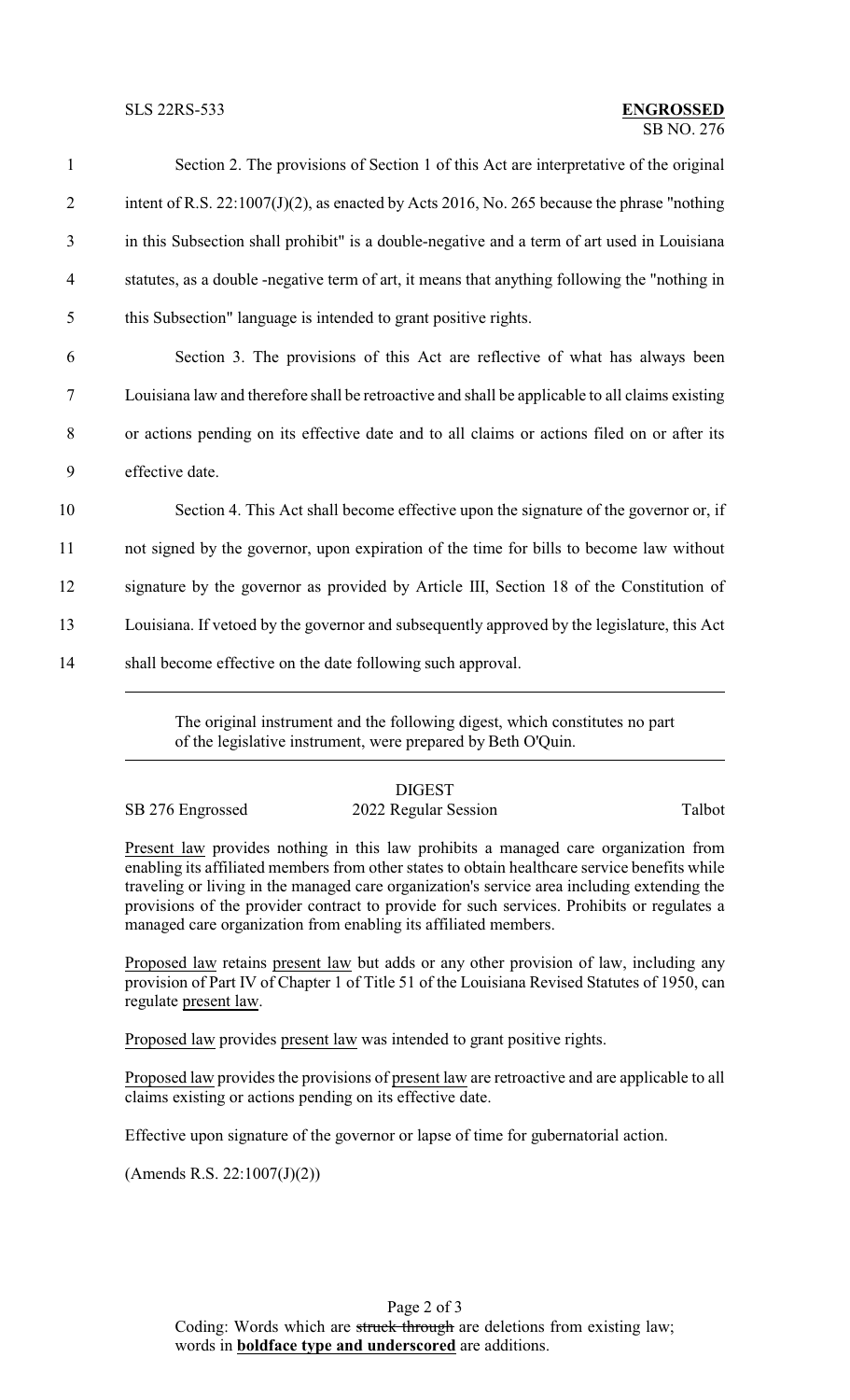Section 2. The provisions of Section 1 of this Act are interpretative of the original intent of R.S. 22:1007(J)(2), as enacted by Acts 2016, No. 265 because the phrase "nothing in this Subsection shall prohibit" is a double-negative and a term of art used in Louisiana statutes, as a double -negative term of art, it means that anything following the "nothing in this Subsection" language is intended to grant positive rights.

Section 3. The provisions of this Act are reflective of what has always been Louisiana law and therefore shall be retroactive and shall be applicable to all claims existing or actions pending on its effective date and to all claims or actions filed on or after its effective date.

Section 4. This Act shall become effective upon the signature of the governor or, if not signed by the governor, upon expiration of the time for bills to become law without signature by the governor as provided by Article III, Section 18 of the Constitution of Louisiana. If vetoed by the governor and subsequently approved by the legislature, this Act shall become effective on the date following such approval.

---

The original instrument and the following digest, which constitutes no part of the legislative instrument, were prepared by Beth O'Quin.

---

DIGEST

SB 276 Engrossed — 2022 Regular Session — Talbot

Present law provides nothing in this law prohibits a managed care organization from enabling its affiliated members from other states to obtain healthcare service benefits while traveling or living in the managed care organization's service area including extending the provisions of the provider contract to provide for such services. Prohibits or regulates a managed care organization from enabling its affiliated members.

Proposed law retains present law but adds or any other provision of law, including any provision of Part IV of Chapter 1 of Title 51 of the Louisiana Revised Statutes of 1950, can regulate present law.

Proposed law provides present law was intended to grant positive rights.

Proposed law provides the provisions of present law are retroactive and are applicable to all claims existing or actions pending on its effective date.

Effective upon signature of the governor or lapse of time for gubernatorial action.

(Amends R.S. 22:1007(J)(2))

Coding: Words which are ~~struck through~~ are deletions from existing law; words in **boldface type and underscored** are additions.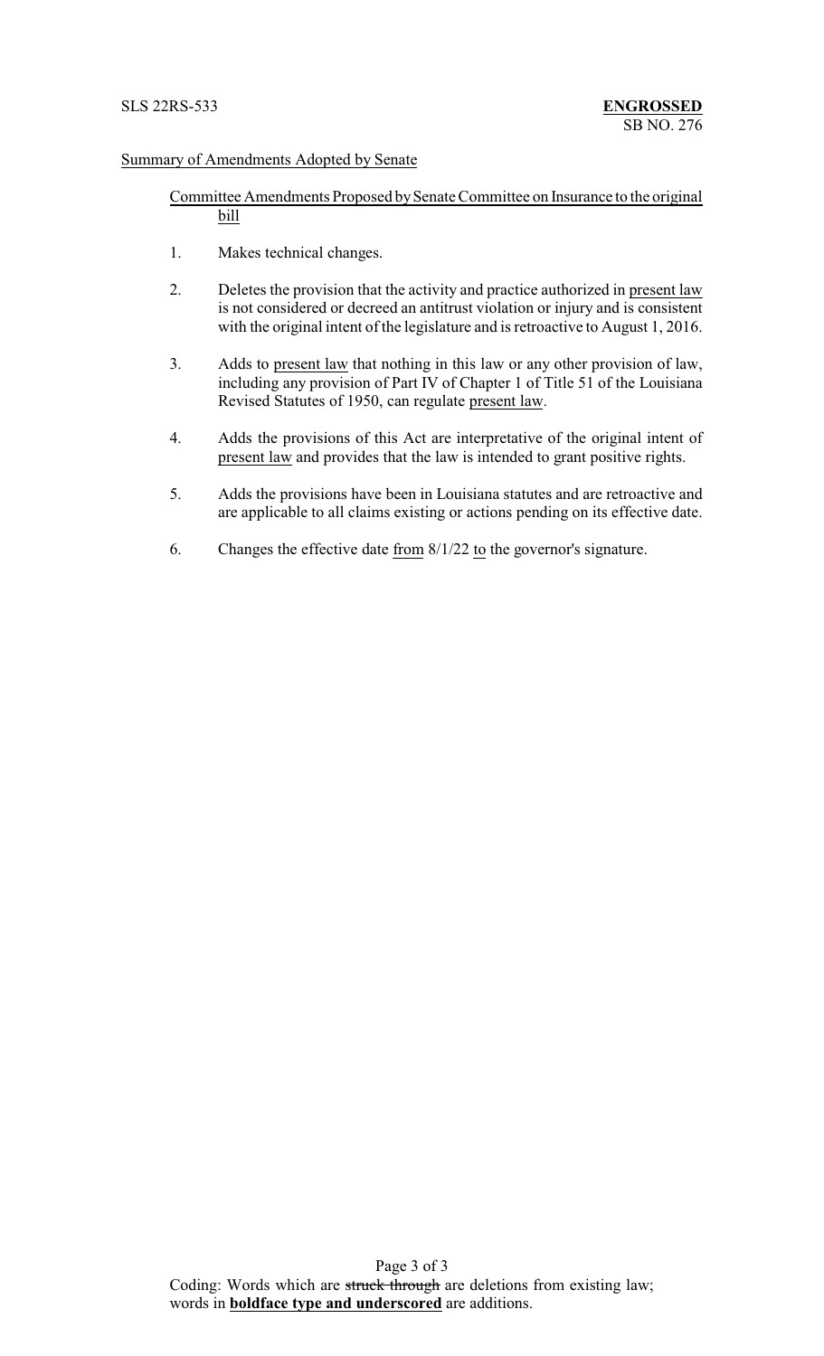Summary of Amendments Adopted by Senate

Committee Amendments Proposed by Senate Committee on Insurance to the original bill

1. Makes technical changes.

2. Deletes the provision that the activity and practice authorized in present law is not considered or decreed an antitrust violation or injury and is consistent with the original intent of the legislature and is retroactive to August 1, 2016.

3. Adds to present law that nothing in this law or any other provision of law, including any provision of Part IV of Chapter 1 of Title 51 of the Louisiana Revised Statutes of 1950, can regulate present law.

4. Adds the provisions of this Act are interpretative of the original intent of present law and provides that the law is intended to grant positive rights.

5. Adds the provisions have been in Louisiana statutes and are retroactive and are applicable to all claims existing or actions pending on its effective date.

6. Changes the effective date from 8/1/22 to the governor's signature.

Coding: Words which are ~~struck through~~ are deletions from existing law; words in **boldface type and underscored** are additions.